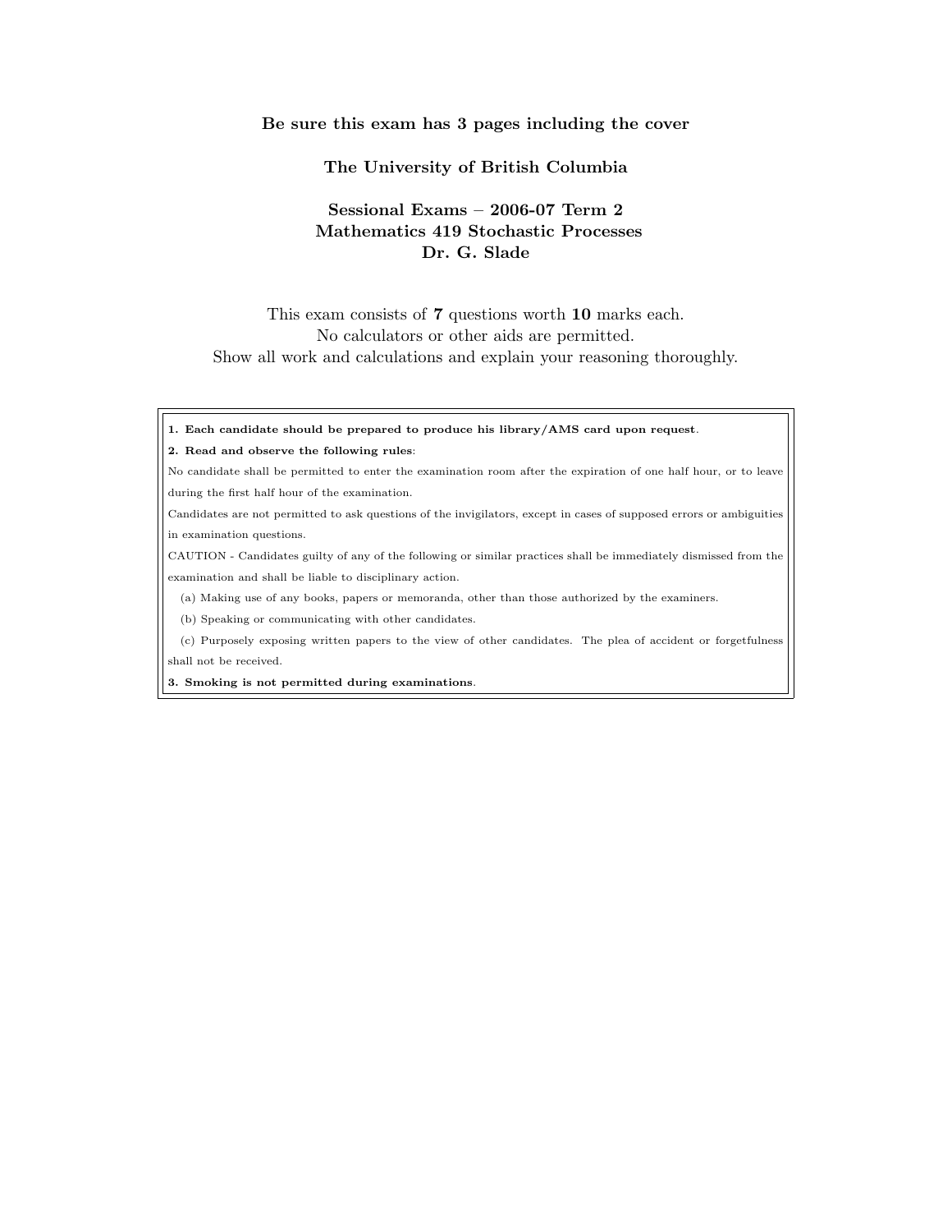**Be sure this exam has 3 pages including the cover**

**The University of British Columbia**

**Sessional Exams – 2006-07 Term 2**
**Mathematics 419 Stochastic Processes**
**Dr. G. Slade**

This exam consists of **7** questions worth **10** marks each.
No calculators or other aids are permitted.
Show all work and calculations and explain your reasoning thoroughly.

**1. Each candidate should be prepared to produce his library/AMS card upon request**.

**2. Read and observe the following rules**:

No candidate shall be permitted to enter the examination room after the expiration of one half hour, or to leave during the first half hour of the examination.

Candidates are not permitted to ask questions of the invigilators, except in cases of supposed errors or ambiguities in examination questions.

CAUTION - Candidates guilty of any of the following or similar practices shall be immediately dismissed from the examination and shall be liable to disciplinary action.

(a) Making use of any books, papers or memoranda, other than those authorized by the examiners.

(b) Speaking or communicating with other candidates.

(c) Purposely exposing written papers to the view of other candidates. The plea of accident or forgetfulness shall not be received.

**3. Smoking is not permitted during examinations**.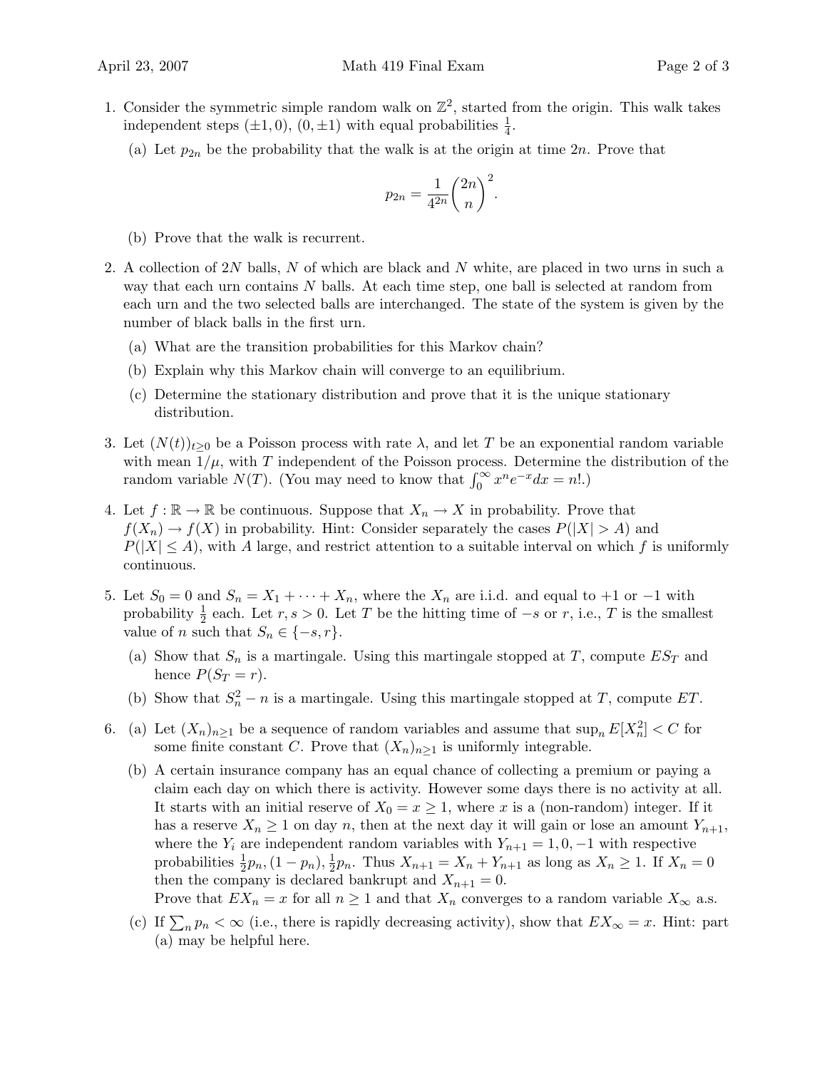1. Consider the symmetric simple random walk on $\mathbb{Z}^2$, started from the origin. This walk takes independent steps $(\pm 1, 0)$, $(0, \pm 1)$ with equal probabilities $\frac{1}{4}$.

   (a) Let $p_{2n}$ be the probability that the walk is at the origin at time $2n$. Prove that

   $$p_{2n} = \frac{1}{4^{2n}} \binom{2n}{n}^2.$$

   (b) Prove that the walk is recurrent.

2. A collection of $2N$ balls, $N$ of which are black and $N$ white, are placed in two urns in such a way that each urn contains $N$ balls. At each time step, one ball is selected at random from each urn and the two selected balls are interchanged. The state of the system is given by the number of black balls in the first urn.

   (a) What are the transition probabilities for this Markov chain?

   (b) Explain why this Markov chain will converge to an equilibrium.

   (c) Determine the stationary distribution and prove that it is the unique stationary distribution.

3. Let $(N(t))_{t \geq 0}$ be a Poisson process with rate $\lambda$, and let $T$ be an exponential random variable with mean $1/\mu$, with $T$ independent of the Poisson process. Determine the distribution of the random variable $N(T)$. (You may need to know that $\int_0^\infty x^n e^{-x} dx = n!$.)

4. Let $f : \mathbb{R} \to \mathbb{R}$ be continuous. Suppose that $X_n \to X$ in probability. Prove that $f(X_n) \to f(X)$ in probability. Hint: Consider separately the cases $P(|X| > A)$ and $P(|X| \leq A)$, with $A$ large, and restrict attention to a suitable interval on which $f$ is uniformly continuous.

5. Let $S_0 = 0$ and $S_n = X_1 + \cdots + X_n$, where the $X_n$ are i.i.d. and equal to $+1$ or $-1$ with probability $\frac{1}{2}$ each. Let $r, s > 0$. Let $T$ be the hitting time of $-s$ or $r$, i.e., $T$ is the smallest value of $n$ such that $S_n \in \{-s, r\}$.

   (a) Show that $S_n$ is a martingale. Using this martingale stopped at $T$, compute $ES_T$ and hence $P(S_T = r)$.

   (b) Show that $S_n^2 - n$ is a martingale. Using this martingale stopped at $T$, compute $ET$.

6. (a) Let $(X_n)_{n \geq 1}$ be a sequence of random variables and assume that $\sup_n E[X_n^2] < C$ for some finite constant $C$. Prove that $(X_n)_{n \geq 1}$ is uniformly integrable.

   (b) A certain insurance company has an equal chance of collecting a premium or paying a claim each day on which there is activity. However some days there is no activity at all. It starts with an initial reserve of $X_0 = x \geq 1$, where $x$ is a (non-random) integer. If it has a reserve $X_n \geq 1$ on day $n$, then at the next day it will gain or lose an amount $Y_{n+1}$, where the $Y_i$ are independent random variables with $Y_{n+1} = 1, 0, -1$ with respective probabilities $\frac{1}{2}p_n, (1 - p_n), \frac{1}{2}p_n$. Thus $X_{n+1} = X_n + Y_{n+1}$ as long as $X_n \geq 1$. If $X_n = 0$ then the company is declared bankrupt and $X_{n+1} = 0$.
   Prove that $EX_n = x$ for all $n \geq 1$ and that $X_n$ converges to a random variable $X_\infty$ a.s.

   (c) If $\sum_n p_n < \infty$ (i.e., there is rapidly decreasing activity), show that $EX_\infty = x$. Hint: part (a) may be helpful here.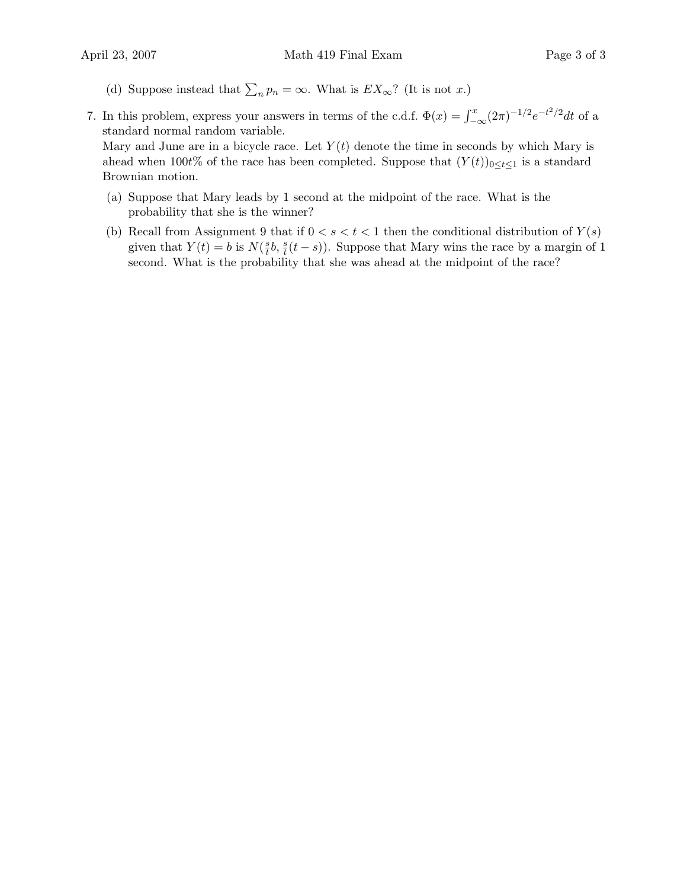(d) Suppose instead that $\sum_n p_n = \infty$. What is $EX_\infty$? (It is not $x$.)

7. In this problem, express your answers in terms of the c.d.f. $\Phi(x) = \int_{-\infty}^{x} (2\pi)^{-1/2} e^{-t^2/2} dt$ of a standard normal random variable.
   Mary and June are in a bicycle race. Let $Y(t)$ denote the time in seconds by which Mary is ahead when $100t\%$ of the race has been completed. Suppose that $(Y(t))_{0 \leq t \leq 1}$ is a standard Brownian motion.

   (a) Suppose that Mary leads by 1 second at the midpoint of the race. What is the probability that she is the winner?

   (b) Recall from Assignment 9 that if $0 < s < t < 1$ then the conditional distribution of $Y(s)$ given that $Y(t) = b$ is $N(\frac{s}{t}b, \frac{s}{t}(t-s))$. Suppose that Mary wins the race by a margin of 1 second. What is the probability that she was ahead at the midpoint of the race?